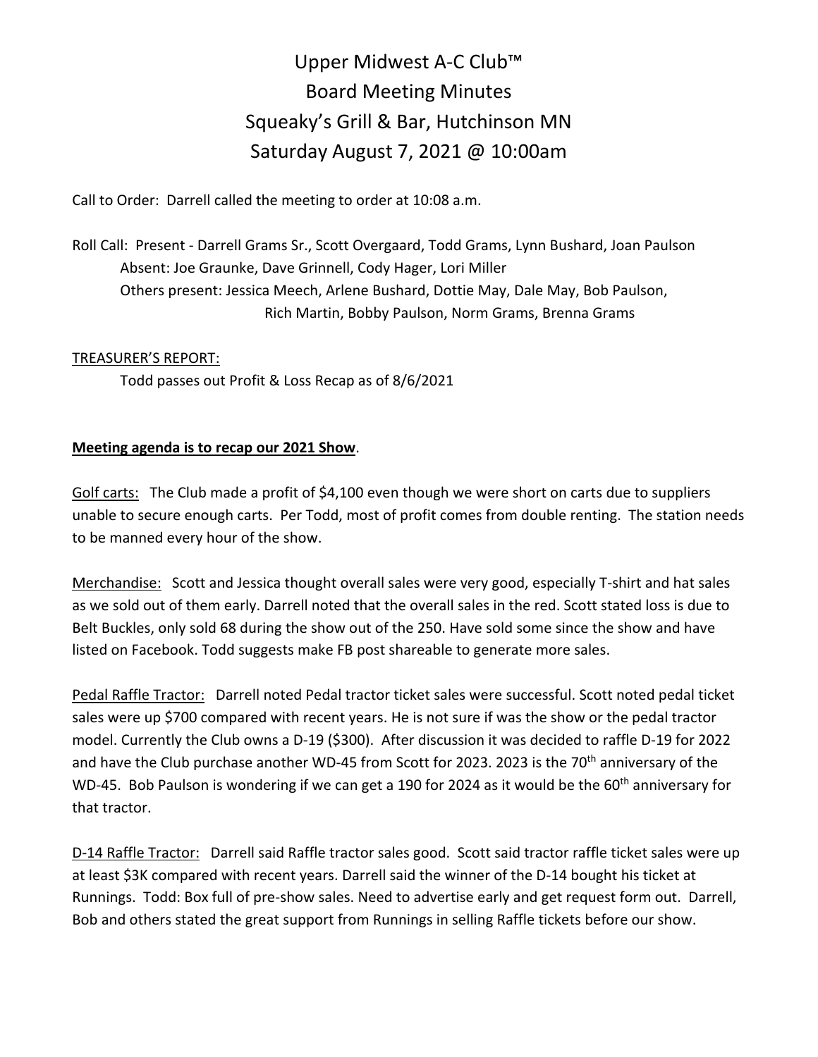# Upper Midwest A-C Club™
## Board Meeting Minutes
## Squeaky's Grill & Bar, Hutchinson MN
## Saturday August 7, 2021 @ 10:00am

Call to Order: Darrell called the meeting to order at 10:08 a.m.

Roll Call: Present - Darrell Grams Sr., Scott Overgaard, Todd Grams, Lynn Bushard, Joan Paulson
Absent: Joe Graunke, Dave Grinnell, Cody Hager, Lori Miller
Others present: Jessica Meech, Arlene Bushard, Dottie May, Dale May, Bob Paulson, Rich Martin, Bobby Paulson, Norm Grams, Brenna Grams

<u>TREASURER'S REPORT:</u>

Todd passes out Profit & Loss Recap as of 8/6/2021

**<u>Meeting agenda is to recap our 2021 Show</u>.**

<u>Golf carts:</u> The Club made a profit of $4,100 even though we were short on carts due to suppliers unable to secure enough carts. Per Todd, most of profit comes from double renting. The station needs to be manned every hour of the show.

<u>Merchandise:</u> Scott and Jessica thought overall sales were very good, especially T-shirt and hat sales as we sold out of them early. Darrell noted that the overall sales in the red. Scott stated loss is due to Belt Buckles, only sold 68 during the show out of the 250. Have sold some since the show and have listed on Facebook. Todd suggests make FB post shareable to generate more sales.

<u>Pedal Raffle Tractor:</u> Darrell noted Pedal tractor ticket sales were successful. Scott noted pedal ticket sales were up $700 compared with recent years. He is not sure if was the show or the pedal tractor model. Currently the Club owns a D-19 ($300). After discussion it was decided to raffle D-19 for 2022 and have the Club purchase another WD-45 from Scott for 2023. 2023 is the 70th anniversary of the WD-45. Bob Paulson is wondering if we can get a 190 for 2024 as it would be the 60th anniversary for that tractor.

<u>D-14 Raffle Tractor:</u> Darrell said Raffle tractor sales good. Scott said tractor raffle ticket sales were up at least $3K compared with recent years. Darrell said the winner of the D-14 bought his ticket at Runnings. Todd: Box full of pre-show sales. Need to advertise early and get request form out. Darrell, Bob and others stated the great support from Runnings in selling Raffle tickets before our show.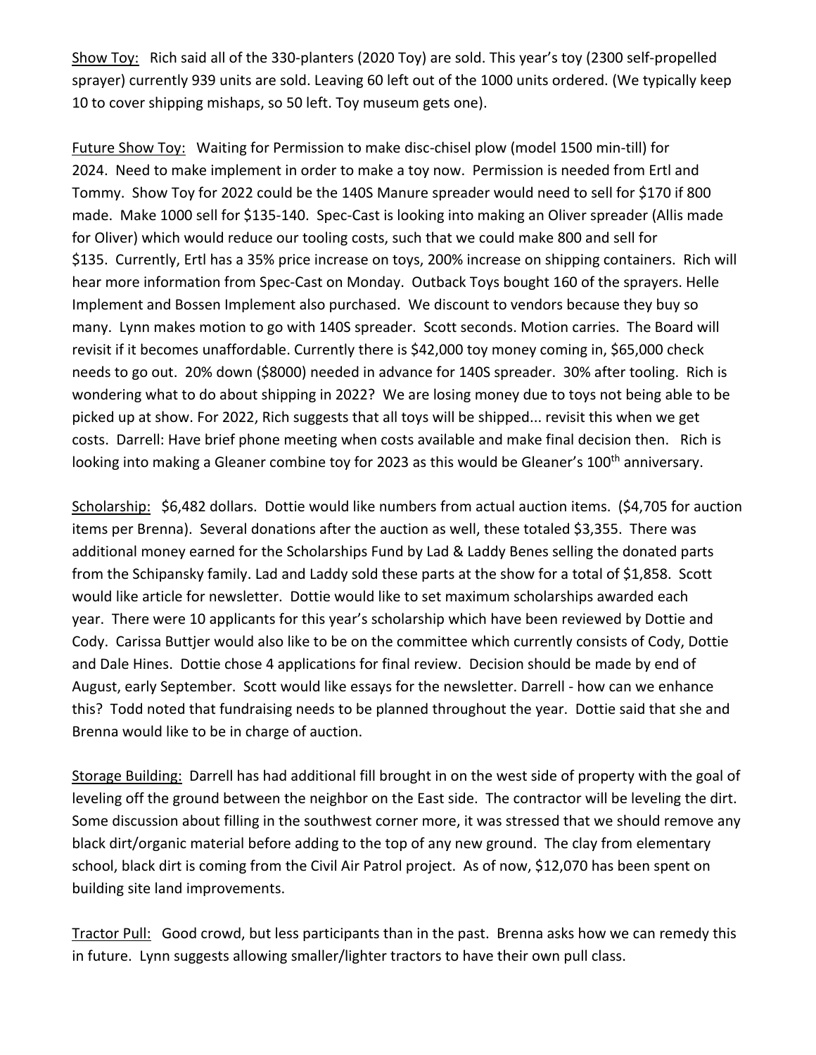Show Toy: Rich said all of the 330-planters (2020 Toy) are sold. This year's toy (2300 self-propelled sprayer) currently 939 units are sold. Leaving 60 left out of the 1000 units ordered. (We typically keep 10 to cover shipping mishaps, so 50 left. Toy museum gets one).

Future Show Toy: Waiting for Permission to make disc-chisel plow (model 1500 min-till) for 2024. Need to make implement in order to make a toy now. Permission is needed from Ertl and Tommy. Show Toy for 2022 could be the 140S Manure spreader would need to sell for $170 if 800 made. Make 1000 sell for $135-140. Spec-Cast is looking into making an Oliver spreader (Allis made for Oliver) which would reduce our tooling costs, such that we could make 800 and sell for $135. Currently, Ertl has a 35% price increase on toys, 200% increase on shipping containers. Rich will hear more information from Spec-Cast on Monday. Outback Toys bought 160 of the sprayers. Helle Implement and Bossen Implement also purchased. We discount to vendors because they buy so many. Lynn makes motion to go with 140S spreader. Scott seconds. Motion carries. The Board will revisit if it becomes unaffordable. Currently there is $42,000 toy money coming in, $65,000 check needs to go out. 20% down ($8000) needed in advance for 140S spreader. 30% after tooling. Rich is wondering what to do about shipping in 2022? We are losing money due to toys not being able to be picked up at show. For 2022, Rich suggests that all toys will be shipped... revisit this when we get costs. Darrell: Have brief phone meeting when costs available and make final decision then. Rich is looking into making a Gleaner combine toy for 2023 as this would be Gleaner's 100th anniversary.

Scholarship: $6,482 dollars. Dottie would like numbers from actual auction items. ($4,705 for auction items per Brenna). Several donations after the auction as well, these totaled $3,355. There was additional money earned for the Scholarships Fund by Lad & Laddy Benes selling the donated parts from the Schipansky family. Lad and Laddy sold these parts at the show for a total of $1,858. Scott would like article for newsletter. Dottie would like to set maximum scholarships awarded each year. There were 10 applicants for this year's scholarship which have been reviewed by Dottie and Cody. Carissa Buttjer would also like to be on the committee which currently consists of Cody, Dottie and Dale Hines. Dottie chose 4 applications for final review. Decision should be made by end of August, early September. Scott would like essays for the newsletter. Darrell - how can we enhance this? Todd noted that fundraising needs to be planned throughout the year. Dottie said that she and Brenna would like to be in charge of auction.

Storage Building: Darrell has had additional fill brought in on the west side of property with the goal of leveling off the ground between the neighbor on the East side. The contractor will be leveling the dirt. Some discussion about filling in the southwest corner more, it was stressed that we should remove any black dirt/organic material before adding to the top of any new ground. The clay from elementary school, black dirt is coming from the Civil Air Patrol project. As of now, $12,070 has been spent on building site land improvements.

Tractor Pull: Good crowd, but less participants than in the past. Brenna asks how we can remedy this in future. Lynn suggests allowing smaller/lighter tractors to have their own pull class.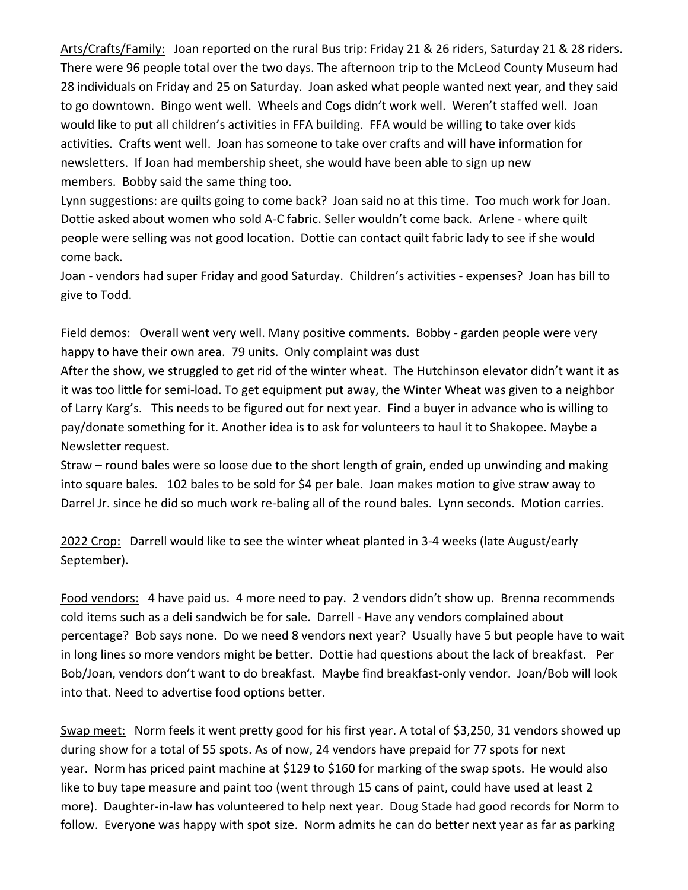Arts/Crafts/Family: Joan reported on the rural Bus trip: Friday 21 & 26 riders, Saturday 21 & 28 riders. There were 96 people total over the two days. The afternoon trip to the McLeod County Museum had 28 individuals on Friday and 25 on Saturday. Joan asked what people wanted next year, and they said to go downtown. Bingo went well. Wheels and Cogs didn't work well. Weren't staffed well. Joan would like to put all children's activities in FFA building. FFA would be willing to take over kids activities. Crafts went well. Joan has someone to take over crafts and will have information for newsletters. If Joan had membership sheet, she would have been able to sign up new members. Bobby said the same thing too.

Lynn suggestions: are quilts going to come back? Joan said no at this time. Too much work for Joan. Dottie asked about women who sold A-C fabric. Seller wouldn't come back. Arlene - where quilt people were selling was not good location. Dottie can contact quilt fabric lady to see if she would come back.

Joan - vendors had super Friday and good Saturday. Children's activities - expenses? Joan has bill to give to Todd.

Field demos: Overall went very well. Many positive comments. Bobby - garden people were very happy to have their own area. 79 units. Only complaint was dust

After the show, we struggled to get rid of the winter wheat. The Hutchinson elevator didn't want it as it was too little for semi-load. To get equipment put away, the Winter Wheat was given to a neighbor of Larry Karg's. This needs to be figured out for next year. Find a buyer in advance who is willing to pay/donate something for it. Another idea is to ask for volunteers to haul it to Shakopee. Maybe a Newsletter request.

Straw – round bales were so loose due to the short length of grain, ended up unwinding and making into square bales. 102 bales to be sold for $4 per bale. Joan makes motion to give straw away to Darrel Jr. since he did so much work re-baling all of the round bales. Lynn seconds. Motion carries.

2022 Crop: Darrell would like to see the winter wheat planted in 3-4 weeks (late August/early September).

Food vendors: 4 have paid us. 4 more need to pay. 2 vendors didn't show up. Brenna recommends cold items such as a deli sandwich be for sale. Darrell - Have any vendors complained about percentage? Bob says none. Do we need 8 vendors next year? Usually have 5 but people have to wait in long lines so more vendors might be better. Dottie had questions about the lack of breakfast. Per Bob/Joan, vendors don't want to do breakfast. Maybe find breakfast-only vendor. Joan/Bob will look into that. Need to advertise food options better.

Swap meet: Norm feels it went pretty good for his first year. A total of $3,250, 31 vendors showed up during show for a total of 55 spots. As of now, 24 vendors have prepaid for 77 spots for next year. Norm has priced paint machine at $129 to $160 for marking of the swap spots. He would also like to buy tape measure and paint too (went through 15 cans of paint, could have used at least 2 more). Daughter-in-law has volunteered to help next year. Doug Stade had good records for Norm to follow. Everyone was happy with spot size. Norm admits he can do better next year as far as parking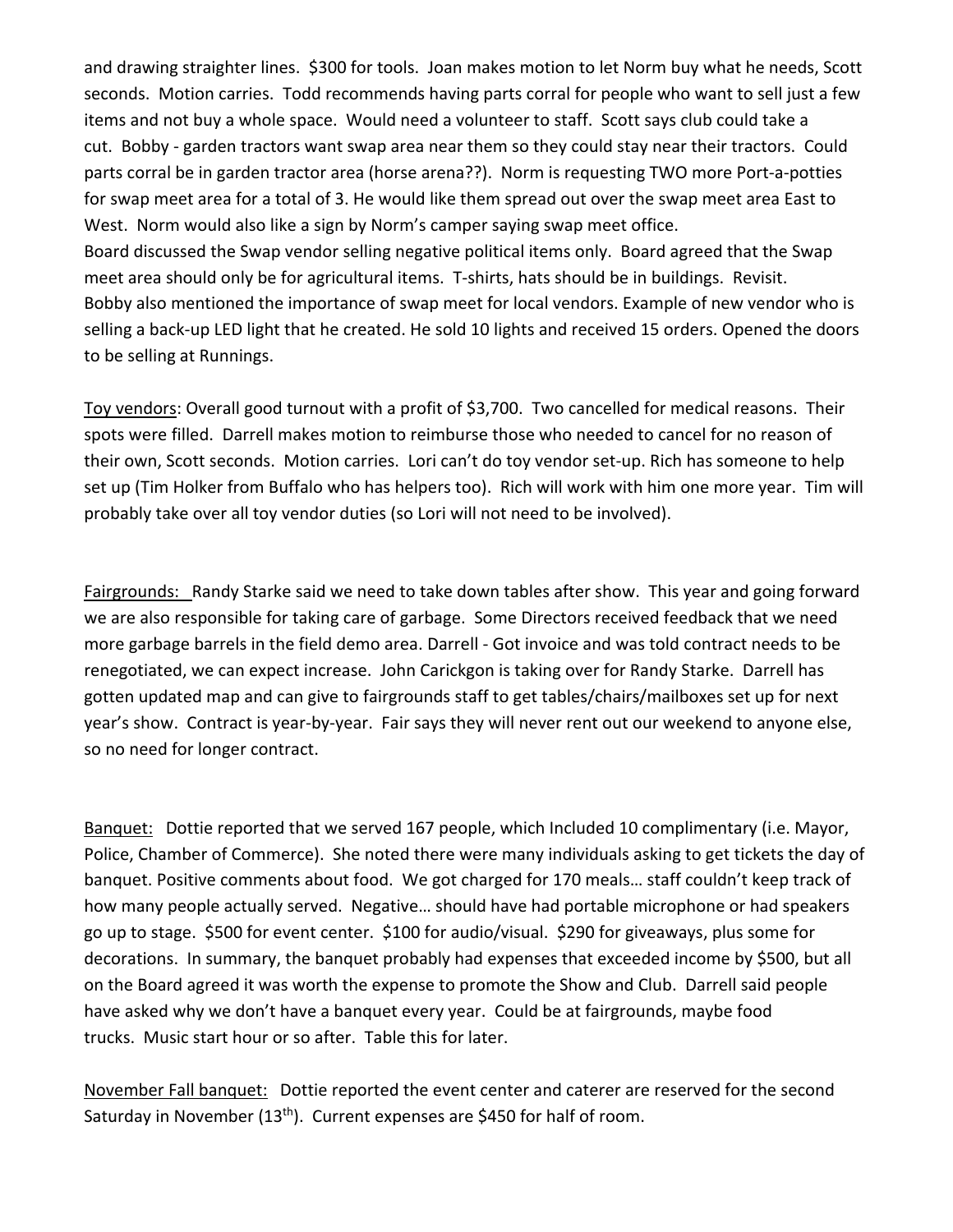and drawing straighter lines. $300 for tools. Joan makes motion to let Norm buy what he needs, Scott seconds. Motion carries. Todd recommends having parts corral for people who want to sell just a few items and not buy a whole space. Would need a volunteer to staff. Scott says club could take a cut. Bobby - garden tractors want swap area near them so they could stay near their tractors. Could parts corral be in garden tractor area (horse arena??). Norm is requesting TWO more Port-a-potties for swap meet area for a total of 3. He would like them spread out over the swap meet area East to West. Norm would also like a sign by Norm's camper saying swap meet office.
Board discussed the Swap vendor selling negative political items only. Board agreed that the Swap meet area should only be for agricultural items. T-shirts, hats should be in buildings. Revisit.
Bobby also mentioned the importance of swap meet for local vendors. Example of new vendor who is selling a back-up LED light that he created. He sold 10 lights and received 15 orders. Opened the doors to be selling at Runnings.

Toy vendors: Overall good turnout with a profit of $3,700. Two cancelled for medical reasons. Their spots were filled. Darrell makes motion to reimburse those who needed to cancel for no reason of their own, Scott seconds. Motion carries. Lori can't do toy vendor set-up. Rich has someone to help set up (Tim Holker from Buffalo who has helpers too). Rich will work with him one more year. Tim will probably take over all toy vendor duties (so Lori will not need to be involved).

Fairgrounds: Randy Starke said we need to take down tables after show. This year and going forward we are also responsible for taking care of garbage. Some Directors received feedback that we need more garbage barrels in the field demo area. Darrell - Got invoice and was told contract needs to be renegotiated, we can expect increase. John Carickgon is taking over for Randy Starke. Darrell has gotten updated map and can give to fairgrounds staff to get tables/chairs/mailboxes set up for next year's show. Contract is year-by-year. Fair says they will never rent out our weekend to anyone else, so no need for longer contract.

Banquet: Dottie reported that we served 167 people, which Included 10 complimentary (i.e. Mayor, Police, Chamber of Commerce). She noted there were many individuals asking to get tickets the day of banquet. Positive comments about food. We got charged for 170 meals… staff couldn't keep track of how many people actually served. Negative… should have had portable microphone or had speakers go up to stage. $500 for event center. $100 for audio/visual. $290 for giveaways, plus some for decorations. In summary, the banquet probably had expenses that exceeded income by $500, but all on the Board agreed it was worth the expense to promote the Show and Club. Darrell said people have asked why we don't have a banquet every year. Could be at fairgrounds, maybe food trucks. Music start hour or so after. Table this for later.

November Fall banquet: Dottie reported the event center and caterer are reserved for the second Saturday in November (13th). Current expenses are $450 for half of room.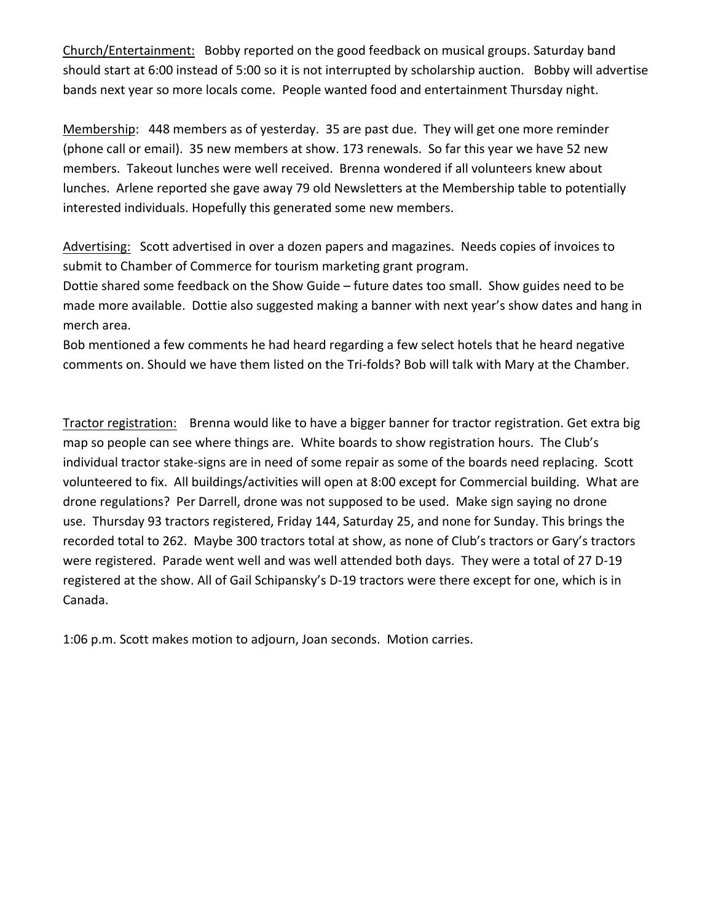Church/Entertainment: Bobby reported on the good feedback on musical groups. Saturday band should start at 6:00 instead of 5:00 so it is not interrupted by scholarship auction. Bobby will advertise bands next year so more locals come. People wanted food and entertainment Thursday night.

Membership: 448 members as of yesterday. 35 are past due. They will get one more reminder (phone call or email). 35 new members at show. 173 renewals. So far this year we have 52 new members. Takeout lunches were well received. Brenna wondered if all volunteers knew about lunches. Arlene reported she gave away 79 old Newsletters at the Membership table to potentially interested individuals. Hopefully this generated some new members.

Advertising: Scott advertised in over a dozen papers and magazines. Needs copies of invoices to submit to Chamber of Commerce for tourism marketing grant program.
Dottie shared some feedback on the Show Guide – future dates too small. Show guides need to be made more available. Dottie also suggested making a banner with next year's show dates and hang in merch area.
Bob mentioned a few comments he had heard regarding a few select hotels that he heard negative comments on. Should we have them listed on the Tri-folds? Bob will talk with Mary at the Chamber.

Tractor registration: Brenna would like to have a bigger banner for tractor registration. Get extra big map so people can see where things are. White boards to show registration hours. The Club's individual tractor stake-signs are in need of some repair as some of the boards need replacing. Scott volunteered to fix. All buildings/activities will open at 8:00 except for Commercial building. What are drone regulations? Per Darrell, drone was not supposed to be used. Make sign saying no drone use. Thursday 93 tractors registered, Friday 144, Saturday 25, and none for Sunday. This brings the recorded total to 262. Maybe 300 tractors total at show, as none of Club's tractors or Gary's tractors were registered. Parade went well and was well attended both days. They were a total of 27 D-19 registered at the show. All of Gail Schipansky's D-19 tractors were there except for one, which is in Canada.

1:06 p.m. Scott makes motion to adjourn, Joan seconds. Motion carries.